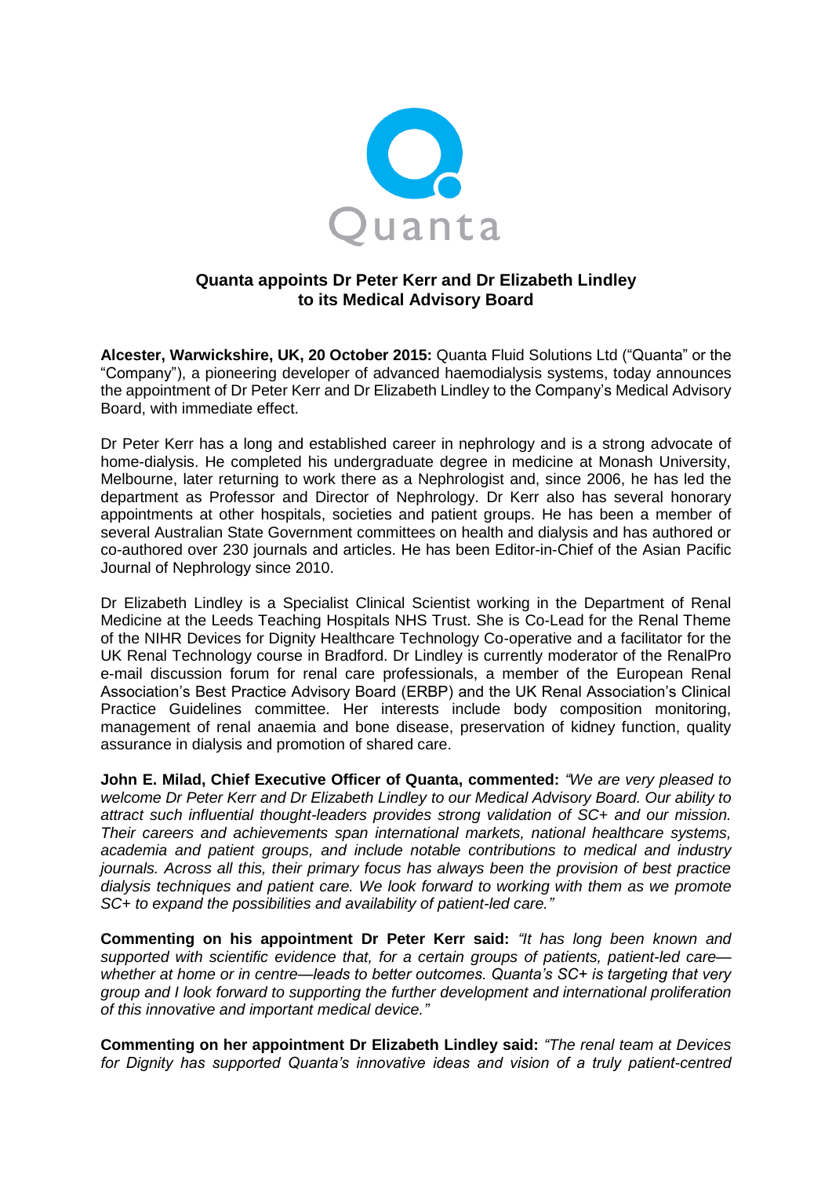# Quanta appoints Dr Peter Kerr and Dr Elizabeth Lindley to its Medical Advisory Board

**Alcester, Warwickshire, UK, 20 October 2015:** Quanta Fluid Solutions Ltd ("Quanta" or the "Company"), a pioneering developer of advanced haemodialysis systems, today announces the appointment of Dr Peter Kerr and Dr Elizabeth Lindley to the Company's Medical Advisory Board, with immediate effect.

Dr Peter Kerr has a long and established career in nephrology and is a strong advocate of home-dialysis. He completed his undergraduate degree in medicine at Monash University, Melbourne, later returning to work there as a Nephrologist and, since 2006, he has led the department as Professor and Director of Nephrology. Dr Kerr also has several honorary appointments at other hospitals, societies and patient groups. He has been a member of several Australian State Government committees on health and dialysis and has authored or co-authored over 230 journals and articles. He has been Editor-in-Chief of the Asian Pacific Journal of Nephrology since 2010.

Dr Elizabeth Lindley is a Specialist Clinical Scientist working in the Department of Renal Medicine at the Leeds Teaching Hospitals NHS Trust. She is Co-Lead for the Renal Theme of the NIHR Devices for Dignity Healthcare Technology Co-operative and a facilitator for the UK Renal Technology course in Bradford. Dr Lindley is currently moderator of the RenalPro e-mail discussion forum for renal care professionals, a member of the European Renal Association's Best Practice Advisory Board (ERBP) and the UK Renal Association's Clinical Practice Guidelines committee. Her interests include body composition monitoring, management of renal anaemia and bone disease, preservation of kidney function, quality assurance in dialysis and promotion of shared care.

**John E. Milad, Chief Executive Officer of Quanta, commented:** *"We are very pleased to welcome Dr Peter Kerr and Dr Elizabeth Lindley to our Medical Advisory Board. Our ability to attract such influential thought-leaders provides strong validation of SC+ and our mission. Their careers and achievements span international markets, national healthcare systems, academia and patient groups, and include notable contributions to medical and industry journals. Across all this, their primary focus has always been the provision of best practice dialysis techniques and patient care. We look forward to working with them as we promote SC+ to expand the possibilities and availability of patient-led care."*

**Commenting on his appointment Dr Peter Kerr said:** *"It has long been known and supported with scientific evidence that, for a certain groups of patients, patient-led care—whether at home or in centre—leads to better outcomes. Quanta's SC+ is targeting that very group and I look forward to supporting the further development and international proliferation of this innovative and important medical device."*

**Commenting on her appointment Dr Elizabeth Lindley said:** *"The renal team at Devices for Dignity has supported Quanta's innovative ideas and vision of a truly patient-centred*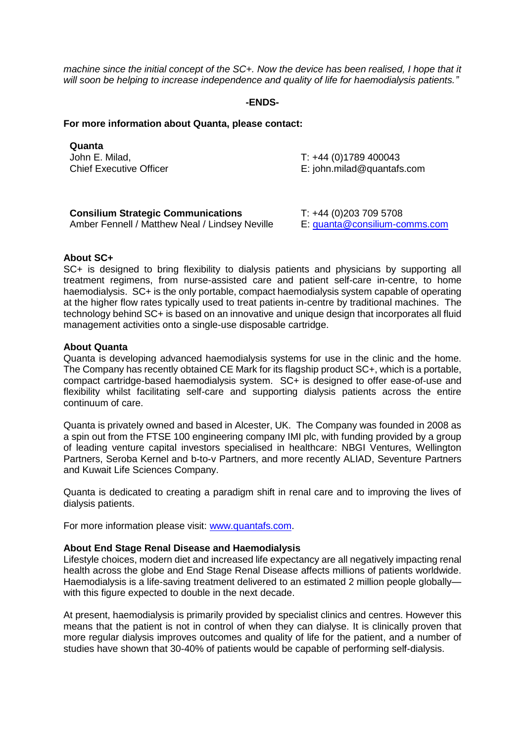*machine since the initial concept of the SC+. Now the device has been realised, I hope that it will soon be helping to increase independence and quality of life for haemodialysis patients."*

**-ENDS-**

**For more information about Quanta, please contact:**

| | |
|---|---|
| **Quanta** | |
| John E. Milad, | T: +44 (0)1789 400043 |
| Chief Executive Officer | E: john.milad@quantafs.com |
| | |
| **Consilium Strategic Communications** | T: +44 (0)203 709 5708 |
| Amber Fennell / Matthew Neal / Lindsey Neville | E: quanta@consilium-comms.com |

**About SC+**

SC+ is designed to bring flexibility to dialysis patients and physicians by supporting all treatment regimens, from nurse-assisted care and patient self-care in-centre, to home haemodialysis. SC+ is the only portable, compact haemodialysis system capable of operating at the higher flow rates typically used to treat patients in-centre by traditional machines. The technology behind SC+ is based on an innovative and unique design that incorporates all fluid management activities onto a single-use disposable cartridge.

**About Quanta**

Quanta is developing advanced haemodialysis systems for use in the clinic and the home. The Company has recently obtained CE Mark for its flagship product SC+, which is a portable, compact cartridge-based haemodialysis system. SC+ is designed to offer ease-of-use and flexibility whilst facilitating self-care and supporting dialysis patients across the entire continuum of care.

Quanta is privately owned and based in Alcester, UK. The Company was founded in 2008 as a spin out from the FTSE 100 engineering company IMI plc, with funding provided by a group of leading venture capital investors specialised in healthcare: NBGI Ventures, Wellington Partners, Seroba Kernel and b-to-v Partners, and more recently ALIAD, Seventure Partners and Kuwait Life Sciences Company.

Quanta is dedicated to creating a paradigm shift in renal care and to improving the lives of dialysis patients.

For more information please visit: www.quantafs.com.

**About End Stage Renal Disease and Haemodialysis**

Lifestyle choices, modern diet and increased life expectancy are all negatively impacting renal health across the globe and End Stage Renal Disease affects millions of patients worldwide. Haemodialysis is a life-saving treatment delivered to an estimated 2 million people globally—with this figure expected to double in the next decade.

At present, haemodialysis is primarily provided by specialist clinics and centres. However this means that the patient is not in control of when they can dialyse. It is clinically proven that more regular dialysis improves outcomes and quality of life for the patient, and a number of studies have shown that 30-40% of patients would be capable of performing self-dialysis.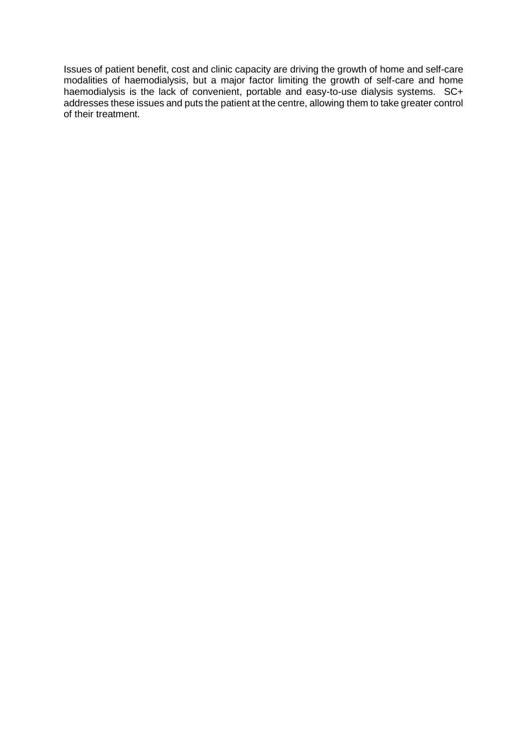Issues of patient benefit, cost and clinic capacity are driving the growth of home and self-care modalities of haemodialysis, but a major factor limiting the growth of self-care and home haemodialysis is the lack of convenient, portable and easy-to-use dialysis systems. SC+ addresses these issues and puts the patient at the centre, allowing them to take greater control of their treatment.